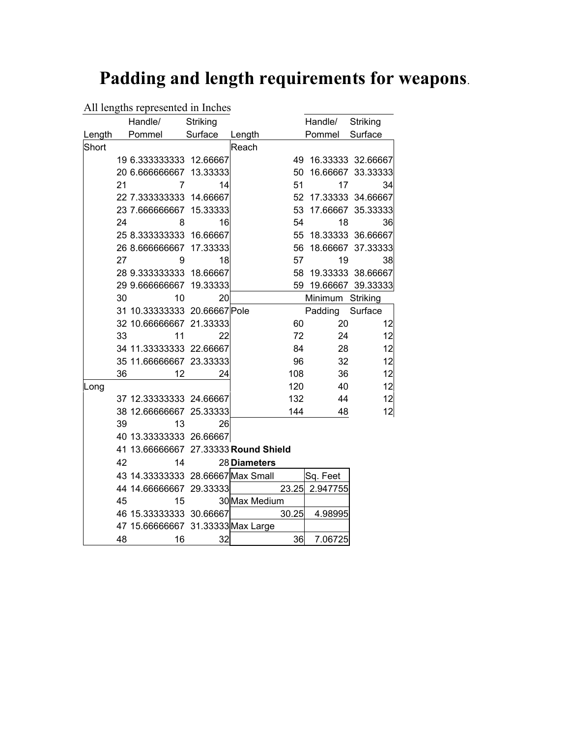# Padding and length requirements for weapons.

All lengths represented in Inches

| Length | | Handle/ Pommel | Striking Surface |
|---|---|---|---|
| Short | | | |
| | 19 | 6.333333333 | 12.66667 |
| | 20 | 6.666666667 | 13.33333 |
| | 21 | 7 | 14 |
| | 22 | 7.333333333 | 14.66667 |
| | 23 | 7.666666667 | 15.33333 |
| | 24 | 8 | 16 |
| | 25 | 8.333333333 | 16.66667 |
| | 26 | 8.666666667 | 17.33333 |
| | 27 | 9 | 18 |
| | 28 | 9.333333333 | 18.66667 |
| | 29 | 9.666666667 | 19.33333 |
| | 30 | 10 | 20 |
| | 31 | 10.33333333 | 20.66667 |
| | 32 | 10.66666667 | 21.33333 |
| | 33 | 11 | 22 |
| | 34 | 11.33333333 | 22.66667 |
| | 35 | 11.66666667 | 23.33333 |
| | 36 | 12 | 24 |
| Long | | | |
| | 37 | 12.33333333 | 24.66667 |
| | 38 | 12.66666667 | 25.33333 |
| | 39 | 13 | 26 |
| | 40 | 13.33333333 | 26.66667 |
| | 41 | 13.66666667 | 27.33333 |
| | 42 | 14 | 28 |
| | 43 | 14.33333333 | 28.66667 |
| | 44 | 14.66666667 | 29.33333 |
| | 45 | 15 | 30 |
| | 46 | 15.33333333 | 30.66667 |
| | 47 | 15.66666667 | 31.33333 |
| | 48 | 16 | 32 |

| Length | | Handle/ Pommel | Striking Surface |
|---|---|---|---|
| Reach | | | |
| | 49 | 16.33333 | 32.66667 |
| | 50 | 16.66667 | 33.33333 |
| | 51 | 17 | 34 |
| | 52 | 17.33333 | 34.66667 |
| | 53 | 17.66667 | 35.33333 |
| | 54 | 18 | 36 |
| | 55 | 18.33333 | 36.66667 |
| | 56 | 18.66667 | 37.33333 |
| | 57 | 19 | 38 |
| | 58 | 19.33333 | 38.66667 |
| | 59 | 19.66667 | 39.33333 |
| | | **Minimum Padding** | **Striking Surface** |
| Pole | | | |
| | 60 | 20 | 12 |
| | 72 | 24 | 12 |
| | 84 | 28 | 12 |
| | 96 | 32 | 12 |
| | 108 | 36 | 12 |
| | 120 | 40 | 12 |
| | 132 | 44 | 12 |
| | 144 | 48 | 12 |

**Round Shield Diameters**

| | Sq. Feet |
|---|---|
| Max Small | |
| 23.25 | 2.947755 |
| Max Medium | |
| 30.25 | 4.98995 |
| Max Large | |
| 36 | 7.06725 |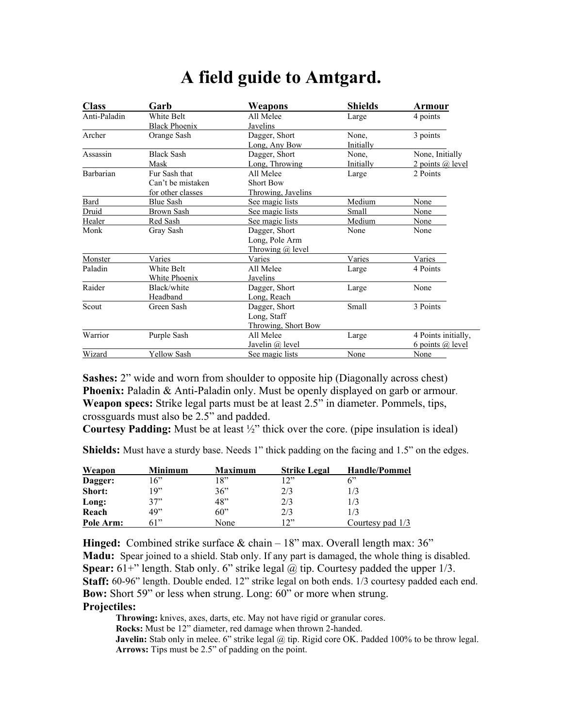# A field guide to Amtgard.

| Class | Garb | Weapons | Shields | Armour |
|---|---|---|---|---|
| Anti-Paladin | White Belt Black Phoenix | All Melee Javelins | Large | 4 points |
| Archer | Orange Sash | Dagger, Short Long, Any Bow | None, Initially | 3 points |
| Assassin | Black Sash Mask | Dagger, Short Long, Throwing | None, Initially | None, Initially 2 points @ level |
| Barbarian | Fur Sash that Can't be mistaken for other classes | All Melee Short Bow Throwing, Javelins | Large | 2 Points |
| Bard | Blue Sash | See magic lists | Medium | None |
| Druid | Brown Sash | See magic lists | Small | None |
| Healer | Red Sash | See magic lists | Medium | None |
| Monk | Gray Sash | Dagger, Short Long, Pole Arm Throwing @ level | None | None |
| Monster | Varies | Varies | Varies | Varies |
| Paladin | White Belt White Phoenix | All Melee Javelins | Large | 4 Points |
| Raider | Black/white Headband | Dagger, Short Long, Reach | Large | None |
| Scout | Green Sash | Dagger, Short Long, Staff Throwing, Short Bow | Small | 3 Points |
| Warrior | Purple Sash | All Melee Javelin @ level | Large | 4 Points initially, 6 points @ level |
| Wizard | Yellow Sash | See magic lists | None | None |

**Sashes:** 2" wide and worn from shoulder to opposite hip (Diagonally across chest)
**Phoenix:** Paladin & Anti-Paladin only. Must be openly displayed on garb or armour.
**Weapon specs:** Strike legal parts must be at least 2.5" in diameter. Pommels, tips, crossguards must also be 2.5" and padded.
**Courtesy Padding:** Must be at least ½" thick over the core. (pipe insulation is ideal)

**Shields:** Must have a sturdy base. Needs 1" thick padding on the facing and 1.5" on the edges.

| Weapon | Minimum | Maximum | Strike Legal | Handle/Pommel |
|---|---|---|---|---|
| **Dagger:** | 16" | 18" | 12" | 6" |
| **Short:** | 19" | 36" | 2/3 | 1/3 |
| **Long:** | 37" | 48" | 2/3 | 1/3 |
| **Reach** | 49" | 60" | 2/3 | 1/3 |
| **Pole Arm:** | 61" | None | 12" | Courtesy pad 1/3 |

**Hinged:** Combined strike surface & chain – 18" max. Overall length max: 36"
**Madu:** Spear joined to a shield. Stab only. If any part is damaged, the whole thing is disabled.
**Spear:** 61+" length. Stab only. 6" strike legal @ tip. Courtesy padded the upper 1/3.
**Staff:** 60-96" length. Double ended. 12" strike legal on both ends. 1/3 courtesy padded each end.
**Bow:** Short 59" or less when strung. Long: 60" or more when strung.

**Projectiles:**

- **Throwing:** knives, axes, darts, etc. May not have rigid or granular cores.
- **Rocks:** Must be 12" diameter, red damage when thrown 2-handed.
- **Javelin:** Stab only in melee. 6" strike legal @ tip. Rigid core OK. Padded 100% to be throw legal.
- **Arrows:** Tips must be 2.5" of padding on the point.